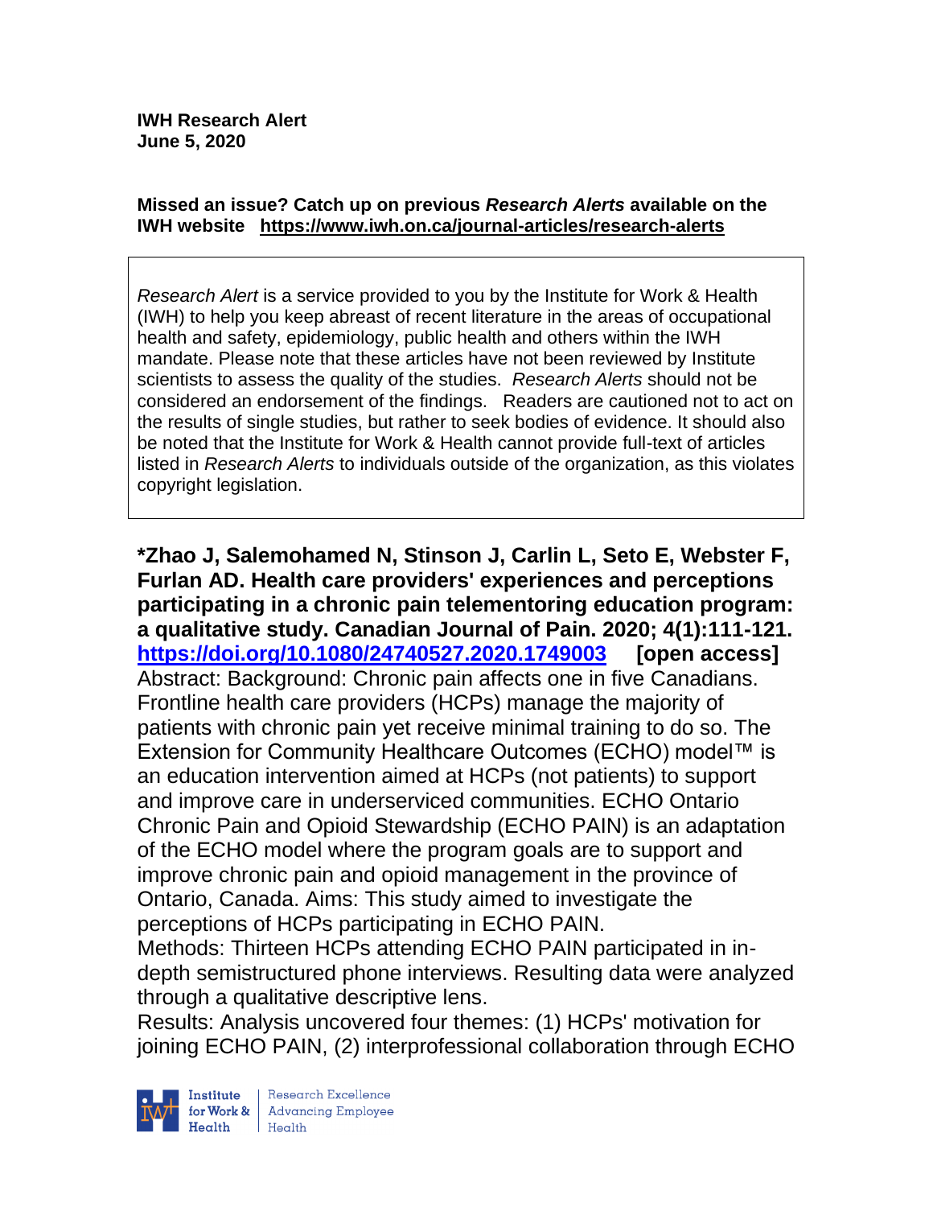**IWH Research Alert**
**June 5, 2020**

**Missed an issue? Catch up on previous *Research Alerts* available on the IWH website https://www.iwh.on.ca/journal-articles/research-alerts**

*Research Alert* is a service provided to you by the Institute for Work & Health (IWH) to help you keep abreast of recent literature in the areas of occupational health and safety, epidemiology, public health and others within the IWH mandate. Please note that these articles have not been reviewed by Institute scientists to assess the quality of the studies. *Research Alerts* should not be considered an endorsement of the findings. Readers are cautioned not to act on the results of single studies, but rather to seek bodies of evidence. It should also be noted that the Institute for Work & Health cannot provide full-text of articles listed in *Research Alerts* to individuals outside of the organization, as this violates copyright legislation.

**\*Zhao J, Salemohamed N, Stinson J, Carlin L, Seto E, Webster F, Furlan AD. Health care providers' experiences and perceptions participating in a chronic pain telementoring education program: a qualitative study. Canadian Journal of Pain. 2020; 4(1):111-121. https://doi.org/10.1080/24740527.2020.1749003 [open access]**

Abstract: Background: Chronic pain affects one in five Canadians. Frontline health care providers (HCPs) manage the majority of patients with chronic pain yet receive minimal training to do so. The Extension for Community Healthcare Outcomes (ECHO) model™ is an education intervention aimed at HCPs (not patients) to support and improve care in underserviced communities. ECHO Ontario Chronic Pain and Opioid Stewardship (ECHO PAIN) is an adaptation of the ECHO model where the program goals are to support and improve chronic pain and opioid management in the province of Ontario, Canada. Aims: This study aimed to investigate the perceptions of HCPs participating in ECHO PAIN.
Methods: Thirteen HCPs attending ECHO PAIN participated in in-depth semistructured phone interviews. Resulting data were analyzed through a qualitative descriptive lens.
Results: Analysis uncovered four themes: (1) HCPs' motivation for joining ECHO PAIN, (2) interprofessional collaboration through ECHO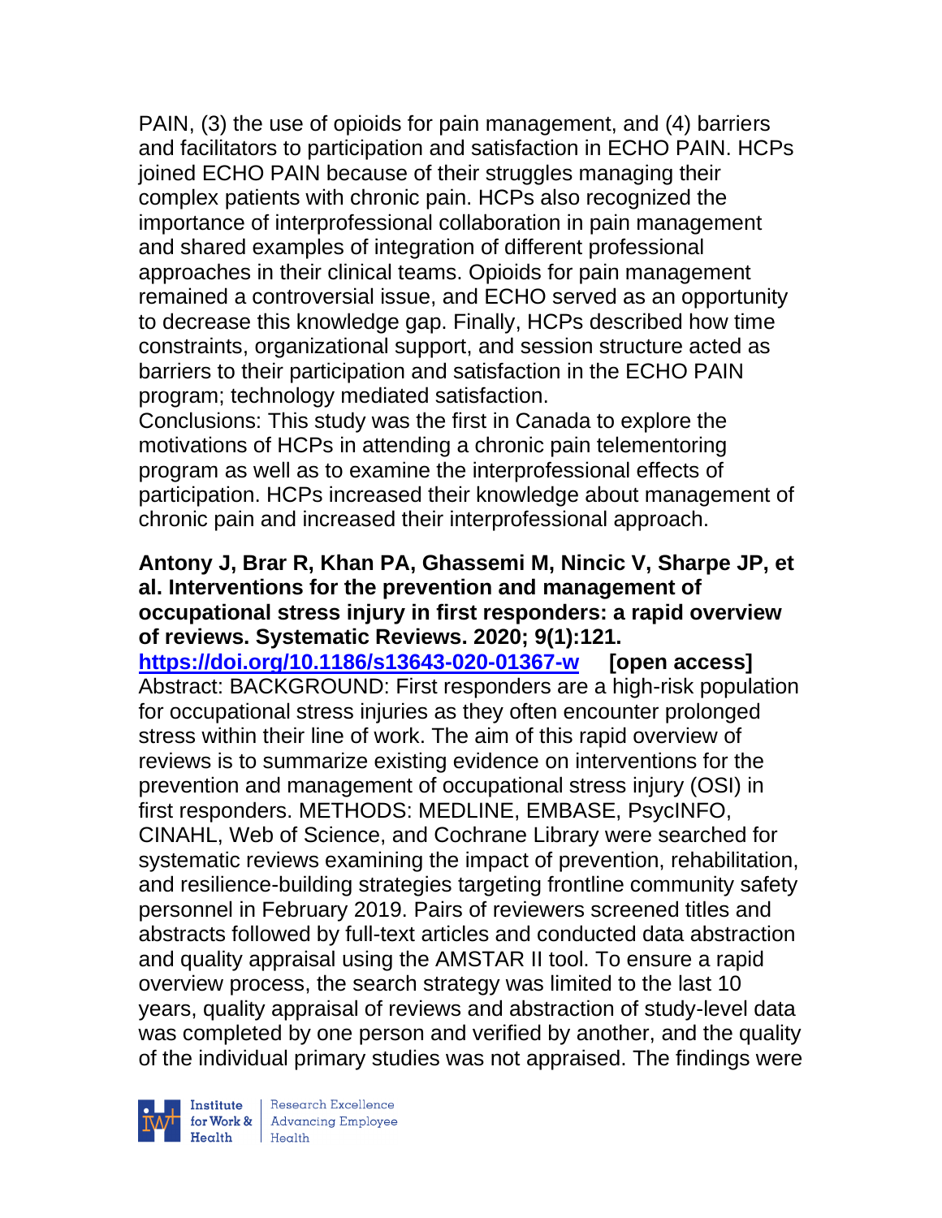PAIN, (3) the use of opioids for pain management, and (4) barriers and facilitators to participation and satisfaction in ECHO PAIN. HCPs joined ECHO PAIN because of their struggles managing their complex patients with chronic pain. HCPs also recognized the importance of interprofessional collaboration in pain management and shared examples of integration of different professional approaches in their clinical teams. Opioids for pain management remained a controversial issue, and ECHO served as an opportunity to decrease this knowledge gap. Finally, HCPs described how time constraints, organizational support, and session structure acted as barriers to their participation and satisfaction in the ECHO PAIN program; technology mediated satisfaction.
Conclusions: This study was the first in Canada to explore the motivations of HCPs in attending a chronic pain telementoring program as well as to examine the interprofessional effects of participation. HCPs increased their knowledge about management of chronic pain and increased their interprofessional approach.

**Antony J, Brar R, Khan PA, Ghassemi M, Nincic V, Sharpe JP, et al. Interventions for the prevention and management of occupational stress injury in first responders: a rapid overview of reviews. Systematic Reviews. 2020; 9(1):121.**
**https://doi.org/10.1186/s13643-020-01367-w** **[open access]**
Abstract: BACKGROUND: First responders are a high-risk population for occupational stress injuries as they often encounter prolonged stress within their line of work. The aim of this rapid overview of reviews is to summarize existing evidence on interventions for the prevention and management of occupational stress injury (OSI) in first responders. METHODS: MEDLINE, EMBASE, PsycINFO, CINAHL, Web of Science, and Cochrane Library were searched for systematic reviews examining the impact of prevention, rehabilitation, and resilience-building strategies targeting frontline community safety personnel in February 2019. Pairs of reviewers screened titles and abstracts followed by full-text articles and conducted data abstraction and quality appraisal using the AMSTAR II tool. To ensure a rapid overview process, the search strategy was limited to the last 10 years, quality appraisal of reviews and abstraction of study-level data was completed by one person and verified by another, and the quality of the individual primary studies was not appraised. The findings were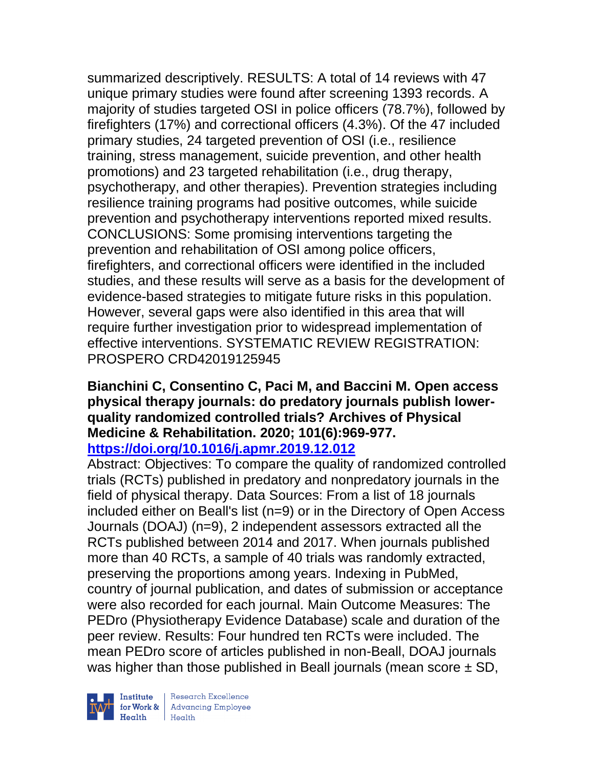summarized descriptively. RESULTS: A total of 14 reviews with 47 unique primary studies were found after screening 1393 records. A majority of studies targeted OSI in police officers (78.7%), followed by firefighters (17%) and correctional officers (4.3%). Of the 47 included primary studies, 24 targeted prevention of OSI (i.e., resilience training, stress management, suicide prevention, and other health promotions) and 23 targeted rehabilitation (i.e., drug therapy, psychotherapy, and other therapies). Prevention strategies including resilience training programs had positive outcomes, while suicide prevention and psychotherapy interventions reported mixed results. CONCLUSIONS: Some promising interventions targeting the prevention and rehabilitation of OSI among police officers, firefighters, and correctional officers were identified in the included studies, and these results will serve as a basis for the development of evidence-based strategies to mitigate future risks in this population. However, several gaps were also identified in this area that will require further investigation prior to widespread implementation of effective interventions. SYSTEMATIC REVIEW REGISTRATION: PROSPERO CRD42019125945

**Bianchini C, Consentino C, Paci M, and Baccini M. Open access physical therapy journals: do predatory journals publish lower-quality randomized controlled trials? Archives of Physical Medicine & Rehabilitation. 2020; 101(6):969-977.**
**https://doi.org/10.1016/j.apmr.2019.12.012**

Abstract: Objectives: To compare the quality of randomized controlled trials (RCTs) published in predatory and nonpredatory journals in the field of physical therapy. Data Sources: From a list of 18 journals included either on Beall's list (n=9) or in the Directory of Open Access Journals (DOAJ) (n=9), 2 independent assessors extracted all the RCTs published between 2014 and 2017. When journals published more than 40 RCTs, a sample of 40 trials was randomly extracted, preserving the proportions among years. Indexing in PubMed, country of journal publication, and dates of submission or acceptance were also recorded for each journal. Main Outcome Measures: The PEDro (Physiotherapy Evidence Database) scale and duration of the peer review. Results: Four hundred ten RCTs were included. The mean PEDro score of articles published in non-Beall, DOAJ journals was higher than those published in Beall journals (mean score ± SD,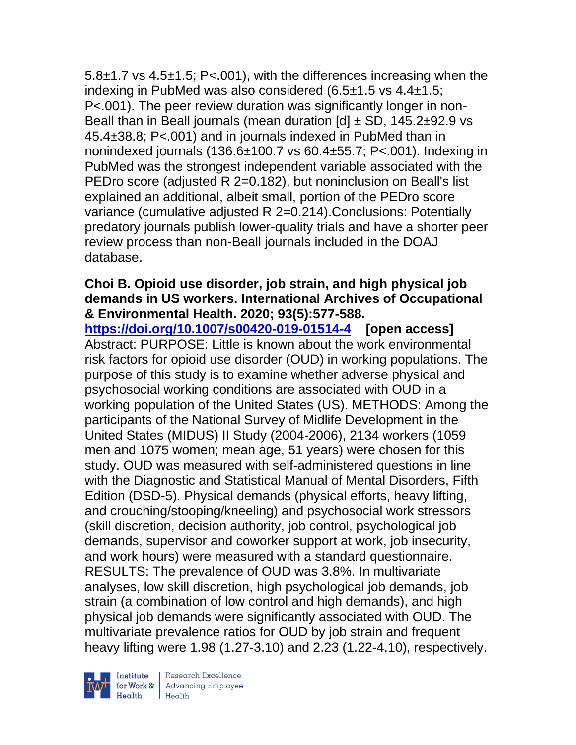5.8±1.7 vs 4.5±1.5; P<.001), with the differences increasing when the indexing in PubMed was also considered (6.5±1.5 vs 4.4±1.5; P<.001). The peer review duration was significantly longer in non-Beall than in Beall journals (mean duration [d] ± SD, 145.2±92.9 vs 45.4±38.8; P<.001) and in journals indexed in PubMed than in nonindexed journals (136.6±100.7 vs 60.4±55.7; P<.001). Indexing in PubMed was the strongest independent variable associated with the PEDro score (adjusted $R^2$=0.182), but noninclusion on Beall's list explained an additional, albeit small, portion of the PEDro score variance (cumulative adjusted $R^2$=0.214).Conclusions: Potentially predatory journals publish lower-quality trials and have a shorter peer review process than non-Beall journals included in the DOAJ database.

**Choi B. Opioid use disorder, job strain, and high physical job demands in US workers. International Archives of Occupational & Environmental Health. 2020; 93(5):577-588.**
**https://doi.org/10.1007/s00420-019-01514-4** **[open access]**
Abstract: PURPOSE: Little is known about the work environmental risk factors for opioid use disorder (OUD) in working populations. The purpose of this study is to examine whether adverse physical and psychosocial working conditions are associated with OUD in a working population of the United States (US). METHODS: Among the participants of the National Survey of Midlife Development in the United States (MIDUS) II Study (2004-2006), 2134 workers (1059 men and 1075 women; mean age, 51 years) were chosen for this study. OUD was measured with self-administered questions in line with the Diagnostic and Statistical Manual of Mental Disorders, Fifth Edition (DSD-5). Physical demands (physical efforts, heavy lifting, and crouching/stooping/kneeling) and psychosocial work stressors (skill discretion, decision authority, job control, psychological job demands, supervisor and coworker support at work, job insecurity, and work hours) were measured with a standard questionnaire. RESULTS: The prevalence of OUD was 3.8%. In multivariate analyses, low skill discretion, high psychological job demands, job strain (a combination of low control and high demands), and high physical job demands were significantly associated with OUD. The multivariate prevalence ratios for OUD by job strain and frequent heavy lifting were 1.98 (1.27-3.10) and 2.23 (1.22-4.10), respectively.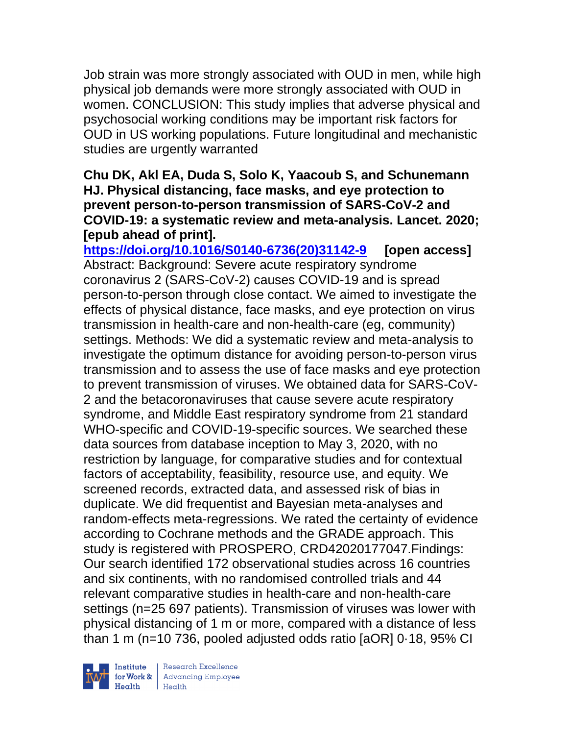Job strain was more strongly associated with OUD in men, while high physical job demands were more strongly associated with OUD in women. CONCLUSION: This study implies that adverse physical and psychosocial working conditions may be important risk factors for OUD in US working populations. Future longitudinal and mechanistic studies are urgently warranted

**Chu DK, Akl EA, Duda S, Solo K, Yaacoub S, and Schunemann HJ. Physical distancing, face masks, and eye protection to prevent person-to-person transmission of SARS-CoV-2 and COVID-19: a systematic review and meta-analysis. Lancet. 2020; [epub ahead of print].**

**https://doi.org/10.1016/S0140-6736(20)31142-9 [open access]**

Abstract: Background: Severe acute respiratory syndrome coronavirus 2 (SARS-CoV-2) causes COVID-19 and is spread person-to-person through close contact. We aimed to investigate the effects of physical distance, face masks, and eye protection on virus transmission in health-care and non-health-care (eg, community) settings. Methods: We did a systematic review and meta-analysis to investigate the optimum distance for avoiding person-to-person virus transmission and to assess the use of face masks and eye protection to prevent transmission of viruses. We obtained data for SARS-CoV-2 and the betacoronaviruses that cause severe acute respiratory syndrome, and Middle East respiratory syndrome from 21 standard WHO-specific and COVID-19-specific sources. We searched these data sources from database inception to May 3, 2020, with no restriction by language, for comparative studies and for contextual factors of acceptability, feasibility, resource use, and equity. We screened records, extracted data, and assessed risk of bias in duplicate. We did frequentist and Bayesian meta-analyses and random-effects meta-regressions. We rated the certainty of evidence according to Cochrane methods and the GRADE approach. This study is registered with PROSPERO, CRD42020177047.Findings: Our search identified 172 observational studies across 16 countries and six continents, with no randomised controlled trials and 44 relevant comparative studies in health-care and non-health-care settings (n=25 697 patients). Transmission of viruses was lower with physical distancing of 1 m or more, compared with a distance of less than 1 m (n=10 736, pooled adjusted odds ratio [aOR] 0·18, 95% CI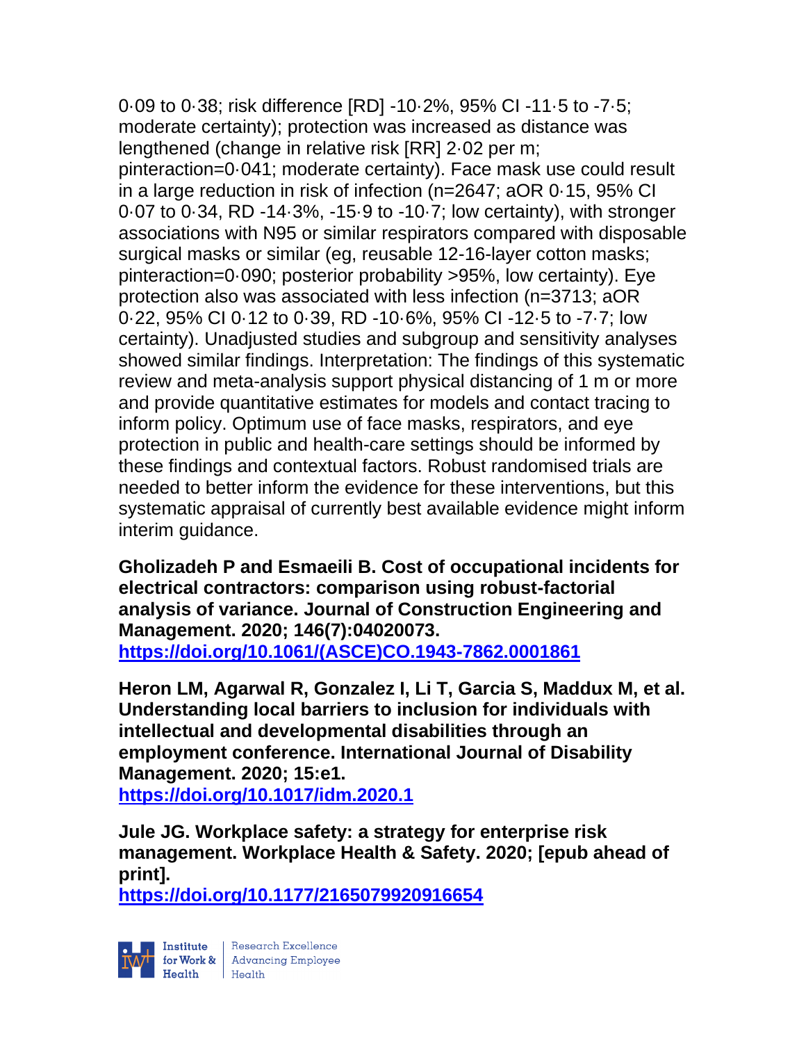0·09 to 0·38; risk difference [RD] -10·2%, 95% CI -11·5 to -7·5; moderate certainty); protection was increased as distance was lengthened (change in relative risk [RR] 2·02 per m; pinteraction=0·041; moderate certainty). Face mask use could result in a large reduction in risk of infection (n=2647; aOR 0·15, 95% CI 0·07 to 0·34, RD -14·3%, -15·9 to -10·7; low certainty), with stronger associations with N95 or similar respirators compared with disposable surgical masks or similar (eg, reusable 12-16-layer cotton masks; pinteraction=0·090; posterior probability >95%, low certainty). Eye protection also was associated with less infection (n=3713; aOR 0·22, 95% CI 0·12 to 0·39, RD -10·6%, 95% CI -12·5 to -7·7; low certainty). Unadjusted studies and subgroup and sensitivity analyses showed similar findings. Interpretation: The findings of this systematic review and meta-analysis support physical distancing of 1 m or more and provide quantitative estimates for models and contact tracing to inform policy. Optimum use of face masks, respirators, and eye protection in public and health-care settings should be informed by these findings and contextual factors. Robust randomised trials are needed to better inform the evidence for these interventions, but this systematic appraisal of currently best available evidence might inform interim guidance.

**Gholizadeh P and Esmaeili B. Cost of occupational incidents for electrical contractors: comparison using robust-factorial analysis of variance. Journal of Construction Engineering and Management. 2020; 146(7):04020073.**
**https://doi.org/10.1061/(ASCE)CO.1943-7862.0001861**

**Heron LM, Agarwal R, Gonzalez I, Li T, Garcia S, Maddux M, et al. Understanding local barriers to inclusion for individuals with intellectual and developmental disabilities through an employment conference. International Journal of Disability Management. 2020; 15:e1.**
**https://doi.org/10.1017/idm.2020.1**

**Jule JG. Workplace safety: a strategy for enterprise risk management. Workplace Health & Safety. 2020; [epub ahead of print].**
**https://doi.org/10.1177/2165079920916654**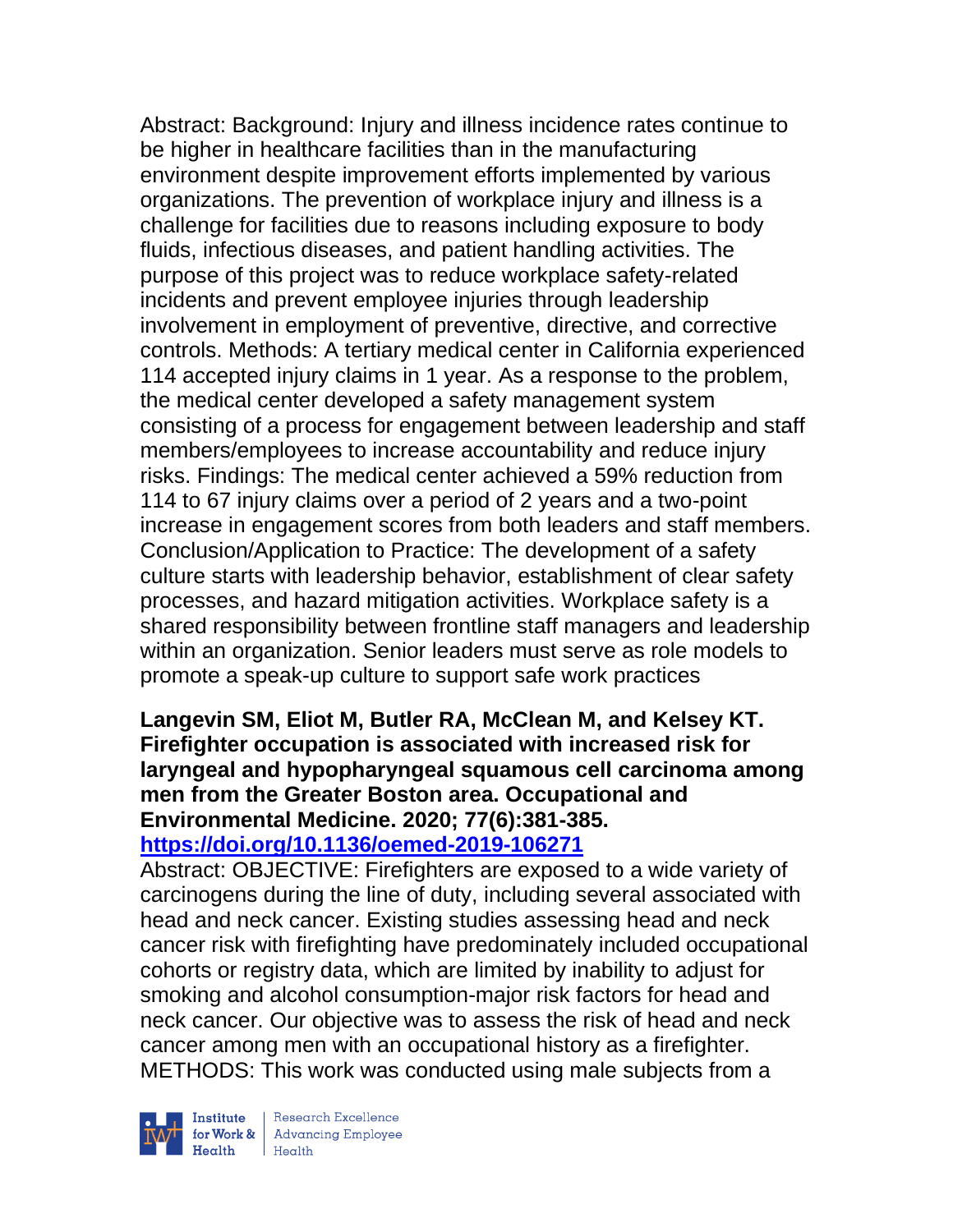Abstract: Background: Injury and illness incidence rates continue to be higher in healthcare facilities than in the manufacturing environment despite improvement efforts implemented by various organizations. The prevention of workplace injury and illness is a challenge for facilities due to reasons including exposure to body fluids, infectious diseases, and patient handling activities. The purpose of this project was to reduce workplace safety-related incidents and prevent employee injuries through leadership involvement in employment of preventive, directive, and corrective controls. Methods: A tertiary medical center in California experienced 114 accepted injury claims in 1 year. As a response to the problem, the medical center developed a safety management system consisting of a process for engagement between leadership and staff members/employees to increase accountability and reduce injury risks. Findings: The medical center achieved a 59% reduction from 114 to 67 injury claims over a period of 2 years and a two-point increase in engagement scores from both leaders and staff members. Conclusion/Application to Practice: The development of a safety culture starts with leadership behavior, establishment of clear safety processes, and hazard mitigation activities. Workplace safety is a shared responsibility between frontline staff managers and leadership within an organization. Senior leaders must serve as role models to promote a speak-up culture to support safe work practices

**Langevin SM, Eliot M, Butler RA, McClean M, and Kelsey KT. Firefighter occupation is associated with increased risk for laryngeal and hypopharyngeal squamous cell carcinoma among men from the Greater Boston area. Occupational and Environmental Medicine. 2020; 77(6):381-385.**
**https://doi.org/10.1136/oemed-2019-106271**

Abstract: OBJECTIVE: Firefighters are exposed to a wide variety of carcinogens during the line of duty, including several associated with head and neck cancer. Existing studies assessing head and neck cancer risk with firefighting have predominately included occupational cohorts or registry data, which are limited by inability to adjust for smoking and alcohol consumption-major risk factors for head and neck cancer. Our objective was to assess the risk of head and neck cancer among men with an occupational history as a firefighter. METHODS: This work was conducted using male subjects from a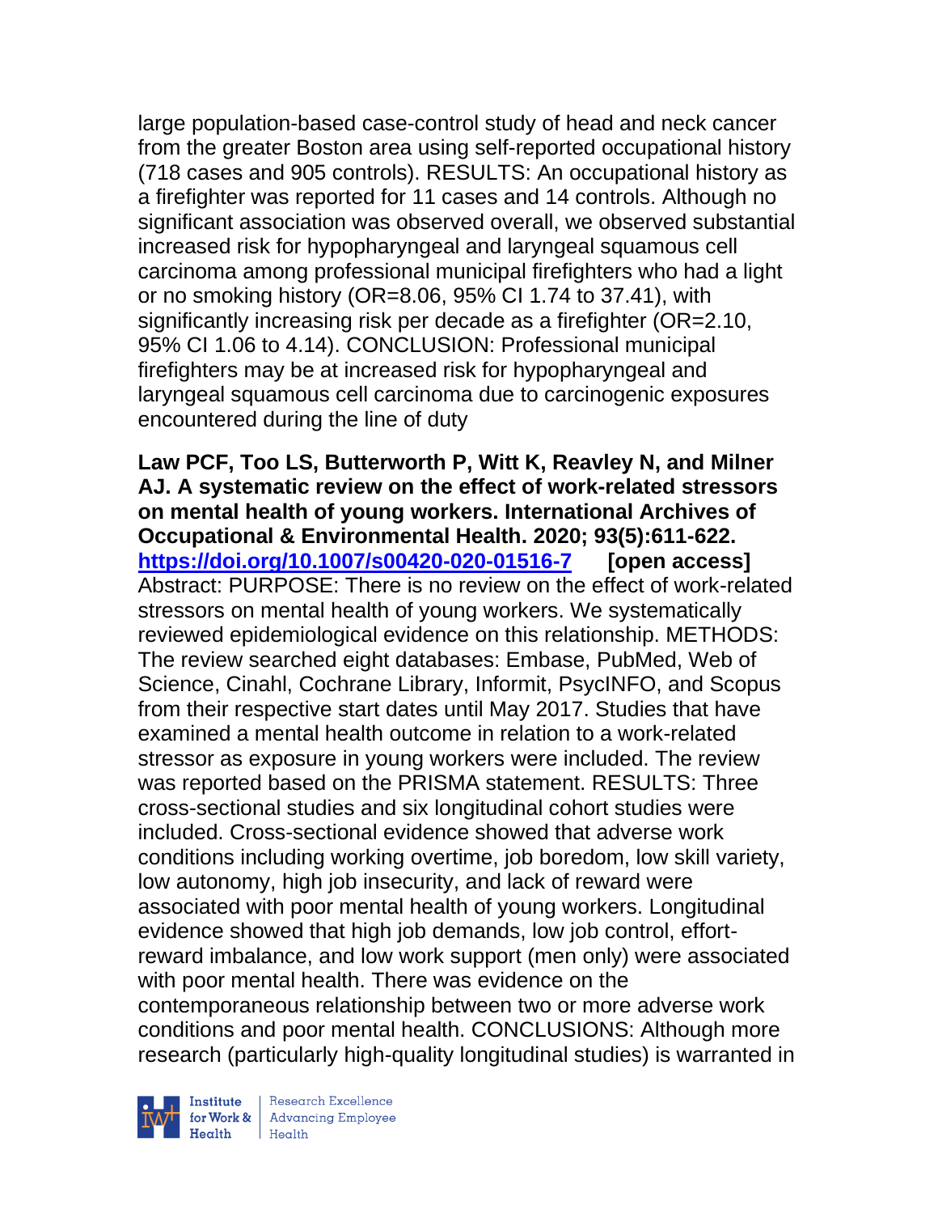large population-based case-control study of head and neck cancer from the greater Boston area using self-reported occupational history (718 cases and 905 controls). RESULTS: An occupational history as a firefighter was reported for 11 cases and 14 controls. Although no significant association was observed overall, we observed substantial increased risk for hypopharyngeal and laryngeal squamous cell carcinoma among professional municipal firefighters who had a light or no smoking history (OR=8.06, 95% CI 1.74 to 37.41), with significantly increasing risk per decade as a firefighter (OR=2.10, 95% CI 1.06 to 4.14). CONCLUSION: Professional municipal firefighters may be at increased risk for hypopharyngeal and laryngeal squamous cell carcinoma due to carcinogenic exposures encountered during the line of duty

**Law PCF, Too LS, Butterworth P, Witt K, Reavley N, and Milner AJ. A systematic review on the effect of work-related stressors on mental health of young workers. International Archives of Occupational & Environmental Health. 2020; 93(5):611-622. https://doi.org/10.1007/s00420-020-01516-7 [open access]**
Abstract: PURPOSE: There is no review on the effect of work-related stressors on mental health of young workers. We systematically reviewed epidemiological evidence on this relationship. METHODS: The review searched eight databases: Embase, PubMed, Web of Science, Cinahl, Cochrane Library, Informit, PsycINFO, and Scopus from their respective start dates until May 2017. Studies that have examined a mental health outcome in relation to a work-related stressor as exposure in young workers were included. The review was reported based on the PRISMA statement. RESULTS: Three cross-sectional studies and six longitudinal cohort studies were included. Cross-sectional evidence showed that adverse work conditions including working overtime, job boredom, low skill variety, low autonomy, high job insecurity, and lack of reward were associated with poor mental health of young workers. Longitudinal evidence showed that high job demands, low job control, effort-reward imbalance, and low work support (men only) were associated with poor mental health. There was evidence on the contemporaneous relationship between two or more adverse work conditions and poor mental health. CONCLUSIONS: Although more research (particularly high-quality longitudinal studies) is warranted in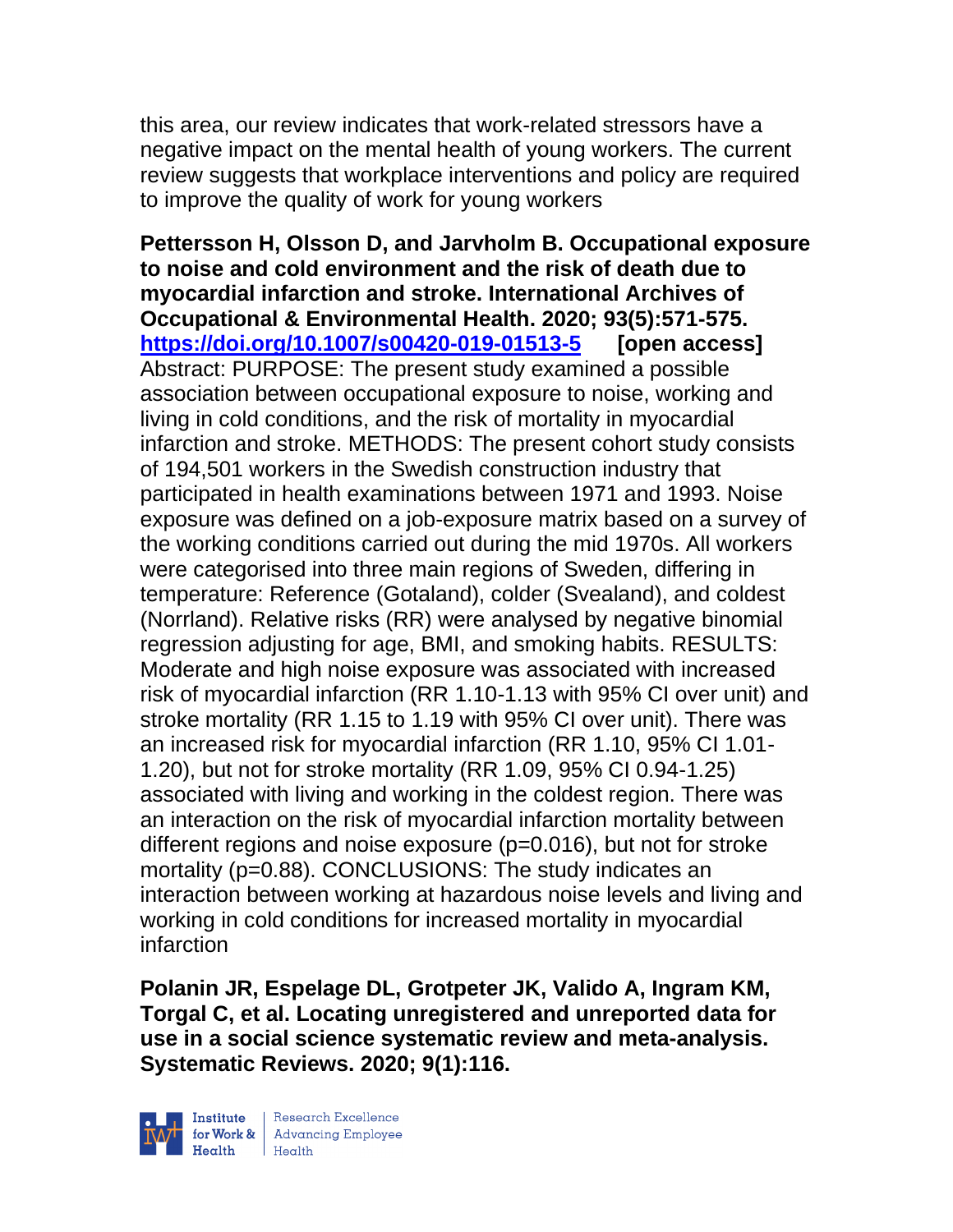this area, our review indicates that work-related stressors have a negative impact on the mental health of young workers. The current review suggests that workplace interventions and policy are required to improve the quality of work for young workers

**Pettersson H, Olsson D, and Jarvholm B. Occupational exposure to noise and cold environment and the risk of death due to myocardial infarction and stroke. International Archives of Occupational & Environmental Health. 2020; 93(5):571-575. https://doi.org/10.1007/s00420-019-01513-5 [open access]**
Abstract: PURPOSE: The present study examined a possible association between occupational exposure to noise, working and living in cold conditions, and the risk of mortality in myocardial infarction and stroke. METHODS: The present cohort study consists of 194,501 workers in the Swedish construction industry that participated in health examinations between 1971 and 1993. Noise exposure was defined on a job-exposure matrix based on a survey of the working conditions carried out during the mid 1970s. All workers were categorised into three main regions of Sweden, differing in temperature: Reference (Gotaland), colder (Svealand), and coldest (Norrland). Relative risks (RR) were analysed by negative binomial regression adjusting for age, BMI, and smoking habits. RESULTS: Moderate and high noise exposure was associated with increased risk of myocardial infarction (RR 1.10-1.13 with 95% CI over unit) and stroke mortality (RR 1.15 to 1.19 with 95% CI over unit). There was an increased risk for myocardial infarction (RR 1.10, 95% CI 1.01-1.20), but not for stroke mortality (RR 1.09, 95% CI 0.94-1.25) associated with living and working in the coldest region. There was an interaction on the risk of myocardial infarction mortality between different regions and noise exposure (p=0.016), but not for stroke mortality (p=0.88). CONCLUSIONS: The study indicates an interaction between working at hazardous noise levels and living and working in cold conditions for increased mortality in myocardial infarction

**Polanin JR, Espelage DL, Grotpeter JK, Valido A, Ingram KM, Torgal C, et al. Locating unregistered and unreported data for use in a social science systematic review and meta-analysis. Systematic Reviews. 2020; 9(1):116.**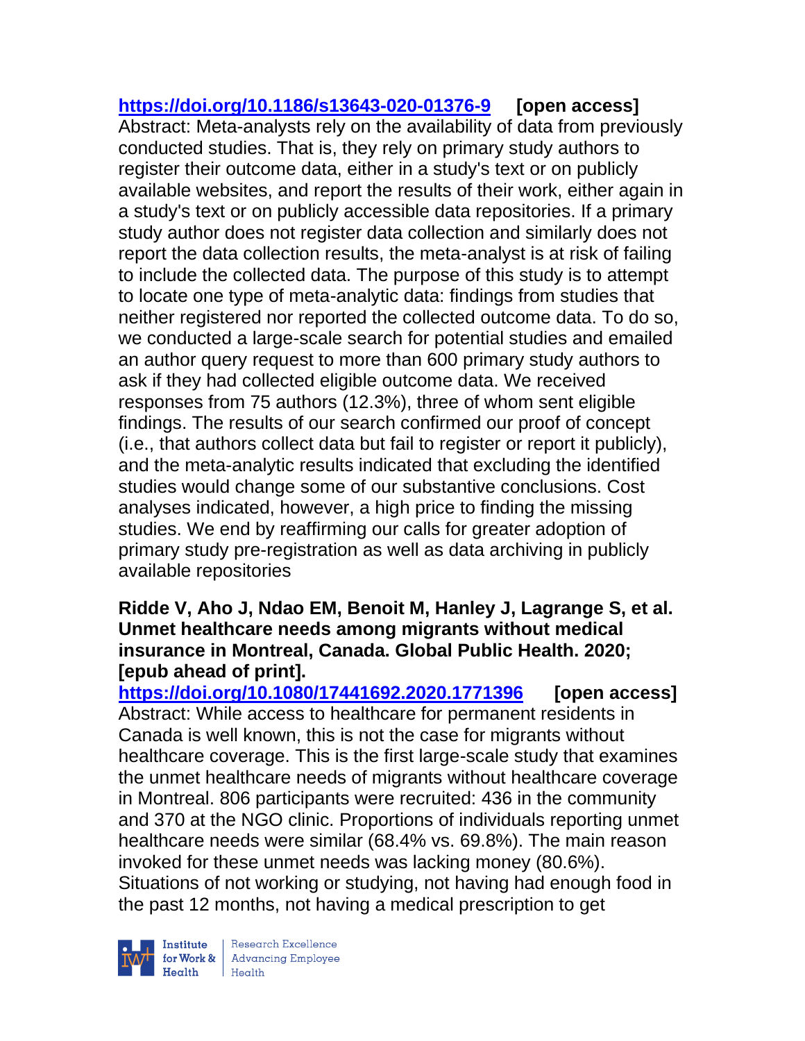https://doi.org/10.1186/s13643-020-01376-9 **[open access]**
Abstract: Meta-analysts rely on the availability of data from previously conducted studies. That is, they rely on primary study authors to register their outcome data, either in a study's text or on publicly available websites, and report the results of their work, either again in a study's text or on publicly accessible data repositories. If a primary study author does not register data collection and similarly does not report the data collection results, the meta-analyst is at risk of failing to include the collected data. The purpose of this study is to attempt to locate one type of meta-analytic data: findings from studies that neither registered nor reported the collected outcome data. To do so, we conducted a large-scale search for potential studies and emailed an author query request to more than 600 primary study authors to ask if they had collected eligible outcome data. We received responses from 75 authors (12.3%), three of whom sent eligible findings. The results of our search confirmed our proof of concept (i.e., that authors collect data but fail to register or report it publicly), and the meta-analytic results indicated that excluding the identified studies would change some of our substantive conclusions. Cost analyses indicated, however, a high price to finding the missing studies. We end by reaffirming our calls for greater adoption of primary study pre-registration as well as data archiving in publicly available repositories

**Ridde V, Aho J, Ndao EM, Benoit M, Hanley J, Lagrange S, et al. Unmet healthcare needs among migrants without medical insurance in Montreal, Canada. Global Public Health. 2020; [epub ahead of print].**
https://doi.org/10.1080/17441692.2020.1771396 **[open access]**
Abstract: While access to healthcare for permanent residents in Canada is well known, this is not the case for migrants without healthcare coverage. This is the first large-scale study that examines the unmet healthcare needs of migrants without healthcare coverage in Montreal. 806 participants were recruited: 436 in the community and 370 at the NGO clinic. Proportions of individuals reporting unmet healthcare needs were similar (68.4% vs. 69.8%). The main reason invoked for these unmet needs was lacking money (80.6%). Situations of not working or studying, not having had enough food in the past 12 months, not having a medical prescription to get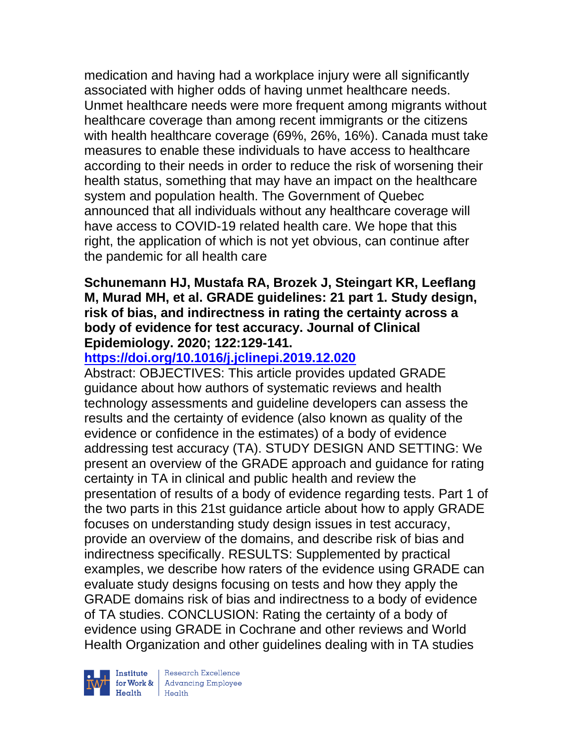medication and having had a workplace injury were all significantly associated with higher odds of having unmet healthcare needs. Unmet healthcare needs were more frequent among migrants without healthcare coverage than among recent immigrants or the citizens with health healthcare coverage (69%, 26%, 16%). Canada must take measures to enable these individuals to have access to healthcare according to their needs in order to reduce the risk of worsening their health status, something that may have an impact on the healthcare system and population health. The Government of Quebec announced that all individuals without any healthcare coverage will have access to COVID-19 related health care. We hope that this right, the application of which is not yet obvious, can continue after the pandemic for all health care

**Schunemann HJ, Mustafa RA, Brozek J, Steingart KR, Leeflang M, Murad MH, et al. GRADE guidelines: 21 part 1. Study design, risk of bias, and indirectness in rating the certainty across a body of evidence for test accuracy. Journal of Clinical Epidemiology. 2020; 122:129-141.**

**https://doi.org/10.1016/j.jclinepi.2019.12.020**

Abstract: OBJECTIVES: This article provides updated GRADE guidance about how authors of systematic reviews and health technology assessments and guideline developers can assess the results and the certainty of evidence (also known as quality of the evidence or confidence in the estimates) of a body of evidence addressing test accuracy (TA). STUDY DESIGN AND SETTING: We present an overview of the GRADE approach and guidance for rating certainty in TA in clinical and public health and review the presentation of results of a body of evidence regarding tests. Part 1 of the two parts in this 21st guidance article about how to apply GRADE focuses on understanding study design issues in test accuracy, provide an overview of the domains, and describe risk of bias and indirectness specifically. RESULTS: Supplemented by practical examples, we describe how raters of the evidence using GRADE can evaluate study designs focusing on tests and how they apply the GRADE domains risk of bias and indirectness to a body of evidence of TA studies. CONCLUSION: Rating the certainty of a body of evidence using GRADE in Cochrane and other reviews and World Health Organization and other guidelines dealing with in TA studies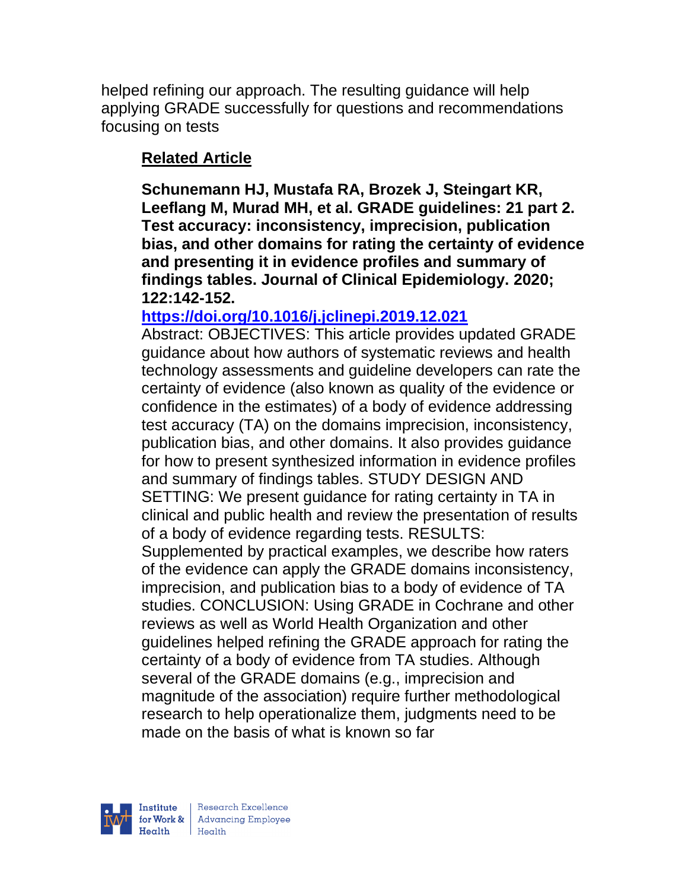helped refining our approach. The resulting guidance will help applying GRADE successfully for questions and recommendations focusing on tests

## Related Article

**Schunemann HJ, Mustafa RA, Brozek J, Steingart KR, Leeflang M, Murad MH, et al. GRADE guidelines: 21 part 2. Test accuracy: inconsistency, imprecision, publication bias, and other domains for rating the certainty of evidence and presenting it in evidence profiles and summary of findings tables. Journal of Clinical Epidemiology. 2020; 122:142-152.**

**https://doi.org/10.1016/j.jclinepi.2019.12.021**

Abstract: OBJECTIVES: This article provides updated GRADE guidance about how authors of systematic reviews and health technology assessments and guideline developers can rate the certainty of evidence (also known as quality of the evidence or confidence in the estimates) of a body of evidence addressing test accuracy (TA) on the domains imprecision, inconsistency, publication bias, and other domains. It also provides guidance for how to present synthesized information in evidence profiles and summary of findings tables. STUDY DESIGN AND SETTING: We present guidance for rating certainty in TA in clinical and public health and review the presentation of results of a body of evidence regarding tests. RESULTS: Supplemented by practical examples, we describe how raters of the evidence can apply the GRADE domains inconsistency, imprecision, and publication bias to a body of evidence of TA studies. CONCLUSION: Using GRADE in Cochrane and other reviews as well as World Health Organization and other guidelines helped refining the GRADE approach for rating the certainty of a body of evidence from TA studies. Although several of the GRADE domains (e.g., imprecision and magnitude of the association) require further methodological research to help operationalize them, judgments need to be made on the basis of what is known so far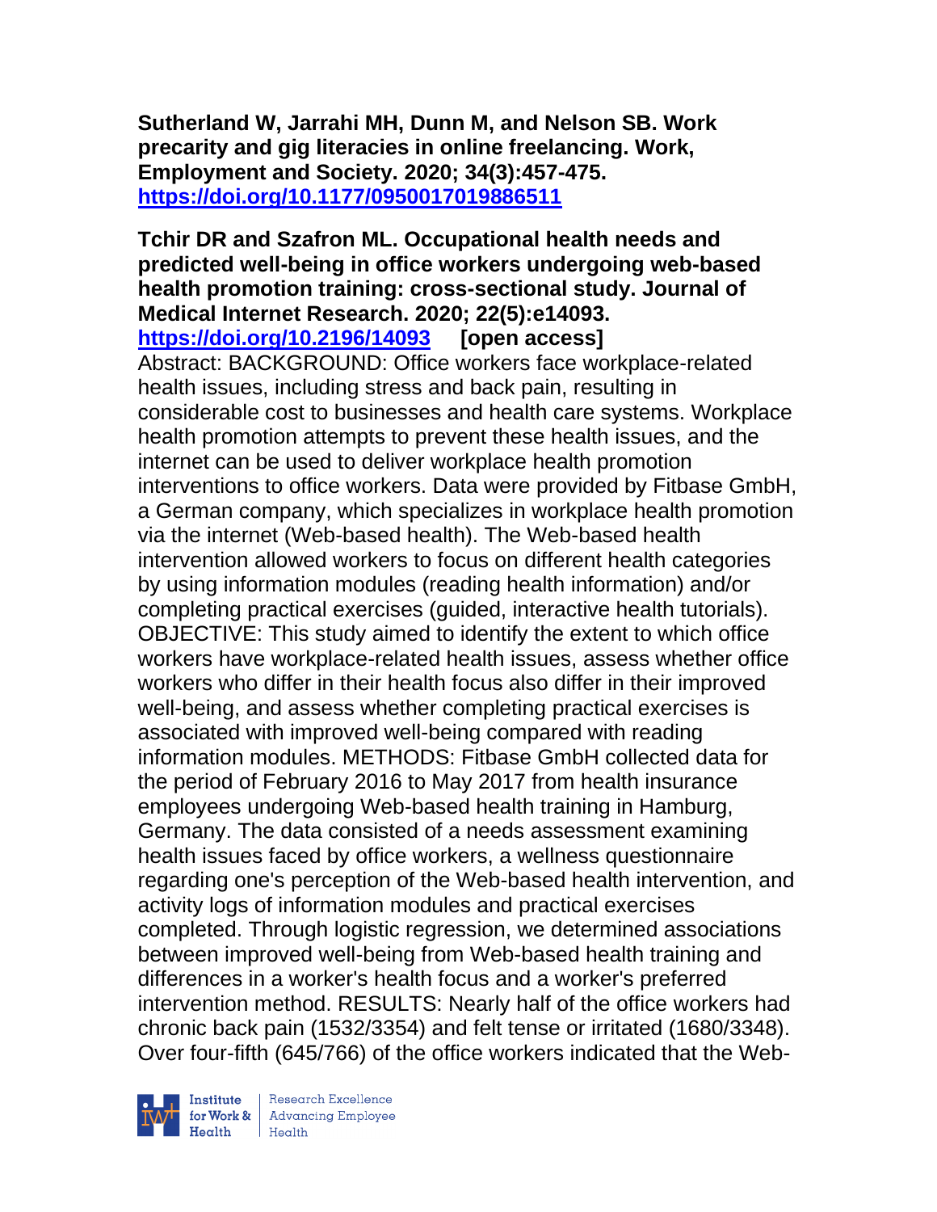**Sutherland W, Jarrahi MH, Dunn M, and Nelson SB. Work precarity and gig literacies in online freelancing. Work, Employment and Society. 2020; 34(3):457-475.**
**https://doi.org/10.1177/0950017019886511**

**Tchir DR and Szafron ML. Occupational health needs and predicted well-being in office workers undergoing web-based health promotion training: cross-sectional study. Journal of Medical Internet Research. 2020; 22(5):e14093.**
**https://doi.org/10.2196/14093 [open access]**

Abstract: BACKGROUND: Office workers face workplace-related health issues, including stress and back pain, resulting in considerable cost to businesses and health care systems. Workplace health promotion attempts to prevent these health issues, and the internet can be used to deliver workplace health promotion interventions to office workers. Data were provided by Fitbase GmbH, a German company, which specializes in workplace health promotion via the internet (Web-based health). The Web-based health intervention allowed workers to focus on different health categories by using information modules (reading health information) and/or completing practical exercises (guided, interactive health tutorials). OBJECTIVE: This study aimed to identify the extent to which office workers have workplace-related health issues, assess whether office workers who differ in their health focus also differ in their improved well-being, and assess whether completing practical exercises is associated with improved well-being compared with reading information modules. METHODS: Fitbase GmbH collected data for the period of February 2016 to May 2017 from health insurance employees undergoing Web-based health training in Hamburg, Germany. The data consisted of a needs assessment examining health issues faced by office workers, a wellness questionnaire regarding one's perception of the Web-based health intervention, and activity logs of information modules and practical exercises completed. Through logistic regression, we determined associations between improved well-being from Web-based health training and differences in a worker's health focus and a worker's preferred intervention method. RESULTS: Nearly half of the office workers had chronic back pain (1532/3354) and felt tense or irritated (1680/3348). Over four-fifth (645/766) of the office workers indicated that the Web-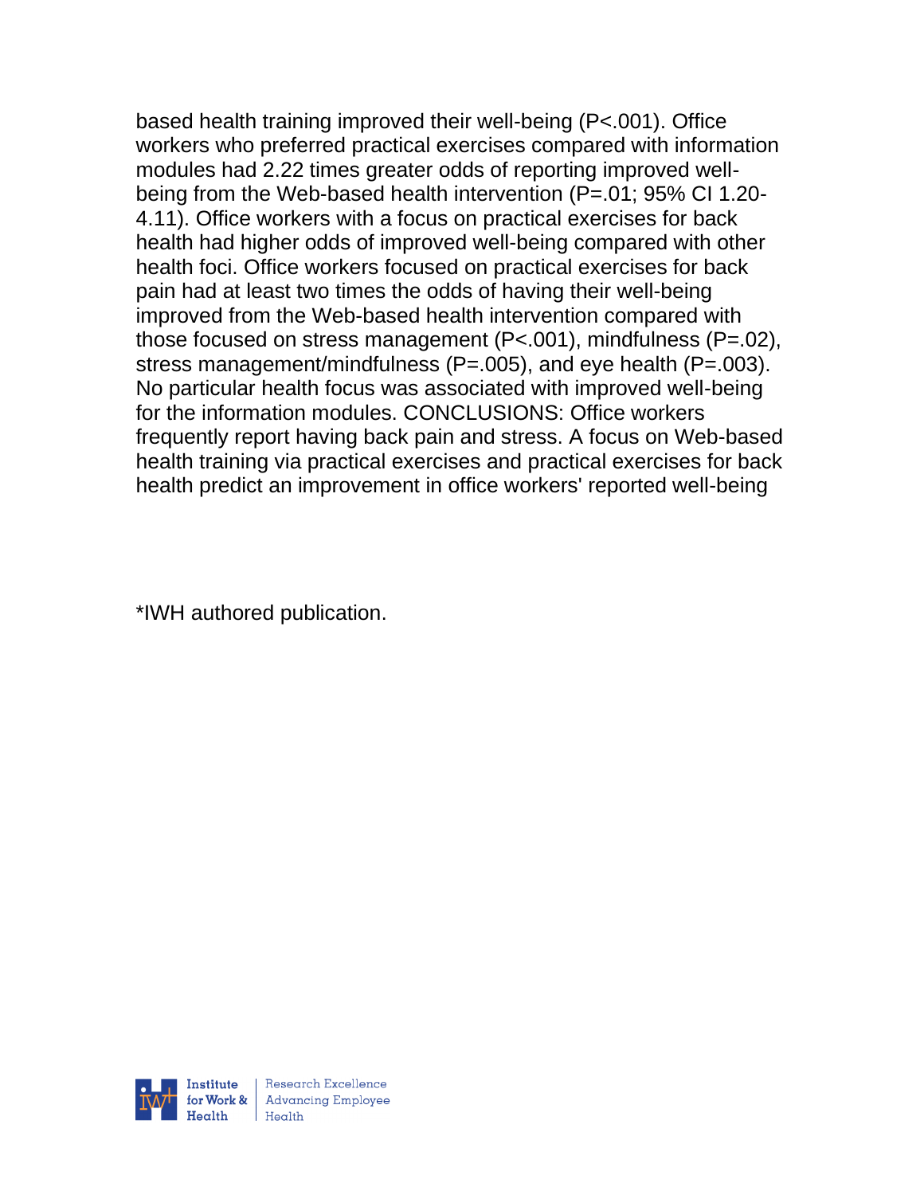based health training improved their well-being ($P<.001$). Office workers who preferred practical exercises compared with information modules had 2.22 times greater odds of reporting improved well-being from the Web-based health intervention ($P=.01$; 95% CI 1.20-4.11). Office workers with a focus on practical exercises for back health had higher odds of improved well-being compared with other health foci. Office workers focused on practical exercises for back pain had at least two times the odds of having their well-being improved from the Web-based health intervention compared with those focused on stress management ($P<.001$), mindfulness ($P=.02$), stress management/mindfulness ($P=.005$), and eye health ($P=.003$). No particular health focus was associated with improved well-being for the information modules. CONCLUSIONS: Office workers frequently report having back pain and stress. A focus on Web-based health training via practical exercises and practical exercises for back health predict an improvement in office workers' reported well-being

*IWH authored publication.